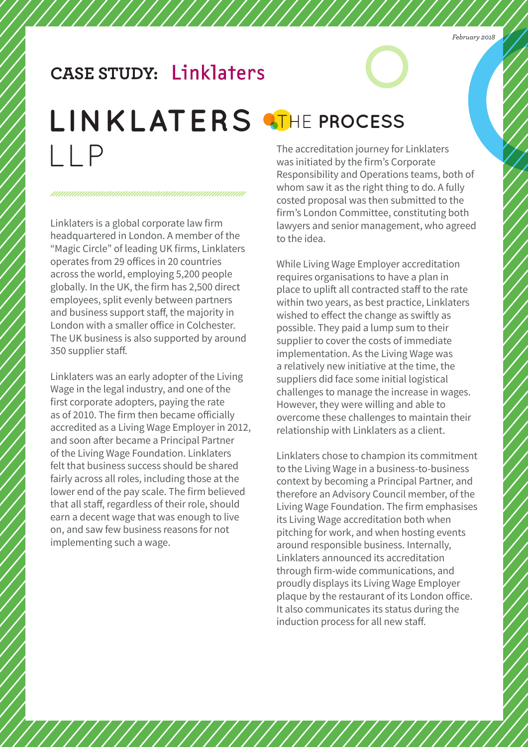*February 2018*

# CASE STUDY: Linklaters

# LINKLATERS LLP

Linklaters is a global corporate law firm headquartered in London. A member of the "Magic Circle" of leading UK firms, Linklaters operates from 29 offices in 20 countries across the world, employing 5,200 people globally. In the UK, the firm has 2,500 direct employees, split evenly between partners and business support staff, the majority in London with a smaller office in Colchester. The UK business is also supported by around 350 supplier staff.

Linklaters was an early adopter of the Living Wage in the legal industry, and one of the first corporate adopters, paying the rate as of 2010. The firm then became officially accredited as a Living Wage Employer in 2012, and soon after became a Principal Partner of the Living Wage Foundation. Linklaters felt that business success should be shared fairly across all roles, including those at the lower end of the pay scale. The firm believed that all staff, regardless of their role, should earn a decent wage that was enough to live on, and saw few business reasons for not implementing such a wage.

## THE PROCESS

The accreditation journey for Linklaters was initiated by the firm's Corporate Responsibility and Operations teams, both of whom saw it as the right thing to do. A fully costed proposal was then submitted to the firm's London Committee, constituting both lawyers and senior management, who agreed to the idea.

While Living Wage Employer accreditation requires organisations to have a plan in place to uplift all contracted staff to the rate within two years, as best practice, Linklaters wished to effect the change as swiftly as possible. They paid a lump sum to their supplier to cover the costs of immediate implementation. As the Living Wage was a relatively new initiative at the time, the suppliers did face some initial logistical challenges to manage the increase in wages. However, they were willing and able to overcome these challenges to maintain their relationship with Linklaters as a client.

Linklaters chose to champion its commitment to the Living Wage in a business-to-business context by becoming a Principal Partner, and therefore an Advisory Council member, of the Living Wage Foundation. The firm emphasises its Living Wage accreditation both when pitching for work, and when hosting events around responsible business. Internally, Linklaters announced its accreditation through firm-wide communications, and proudly displays its Living Wage Employer plaque by the restaurant of its London office. It also communicates its status during the induction process for all new staff.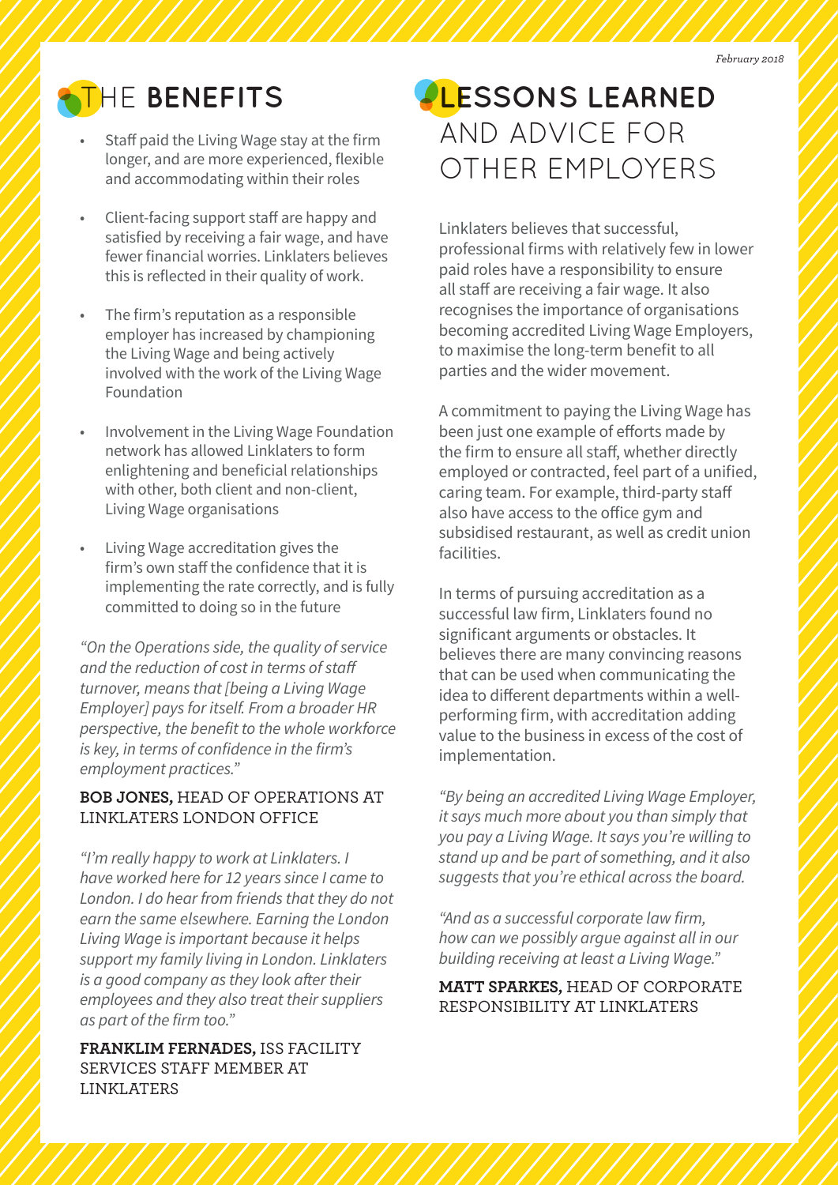## THE BENEFITS

- Staff paid the Living Wage stay at the firm longer, and are more experienced, flexible and accommodating within their roles
- Client-facing support staff are happy and satisfied by receiving a fair wage, and have fewer financial worries. Linklaters believes this is reflected in their quality of work.
- The firm's reputation as a responsible employer has increased by championing the Living Wage and being actively involved with the work of the Living Wage Foundation
- Involvement in the Living Wage Foundation network has allowed Linklaters to form enlightening and beneficial relationships with other, both client and non-client, Living Wage organisations
- Living Wage accreditation gives the firm's own staff the confidence that it is implementing the rate correctly, and is fully committed to doing so in the future

*"On the Operations side, the quality of service and the reduction of cost in terms of staff turnover, means that [being a Living Wage Employer] pays for itself. From a broader HR perspective, the benefit to the whole workforce is key, in terms of confidence in the firm's employment practices."*

**BOB JONES,** HEAD OF OPERATIONS AT LINKLATERS LONDON OFFICE

*"I'm really happy to work at Linklaters. I have worked here for 12 years since I came to London. I do hear from friends that they do not earn the same elsewhere. Earning the London Living Wage is important because it helps support my family living in London. Linklaters is a good company as they look after their employees and they also treat their suppliers as part of the firm too."*

**FRANKLIM FERNADES,** ISS FACILITY SERVICES STAFF MEMBER AT LINKLATERS

## LESSONS LEARNED AND ADVICE FOR OTHER EMPLOYERS

Linklaters believes that successful, professional firms with relatively few in lower paid roles have a responsibility to ensure all staff are receiving a fair wage. It also recognises the importance of organisations becoming accredited Living Wage Employers, to maximise the long-term benefit to all parties and the wider movement.

A commitment to paying the Living Wage has been just one example of efforts made by the firm to ensure all staff, whether directly employed or contracted, feel part of a unified, caring team. For example, third-party staff also have access to the office gym and subsidised restaurant, as well as credit union facilities.

In terms of pursuing accreditation as a successful law firm, Linklaters found no significant arguments or obstacles. It believes there are many convincing reasons that can be used when communicating the idea to different departments within a well-performing firm, with accreditation adding value to the business in excess of the cost of implementation.

*"By being an accredited Living Wage Employer, it says much more about you than simply that you pay a Living Wage. It says you're willing to stand up and be part of something, and it also suggests that you're ethical across the board.*

*"And as a successful corporate law firm, how can we possibly argue against all in our building receiving at least a Living Wage."*

**MATT SPARKES,** HEAD OF CORPORATE RESPONSIBILITY AT LINKLATERS